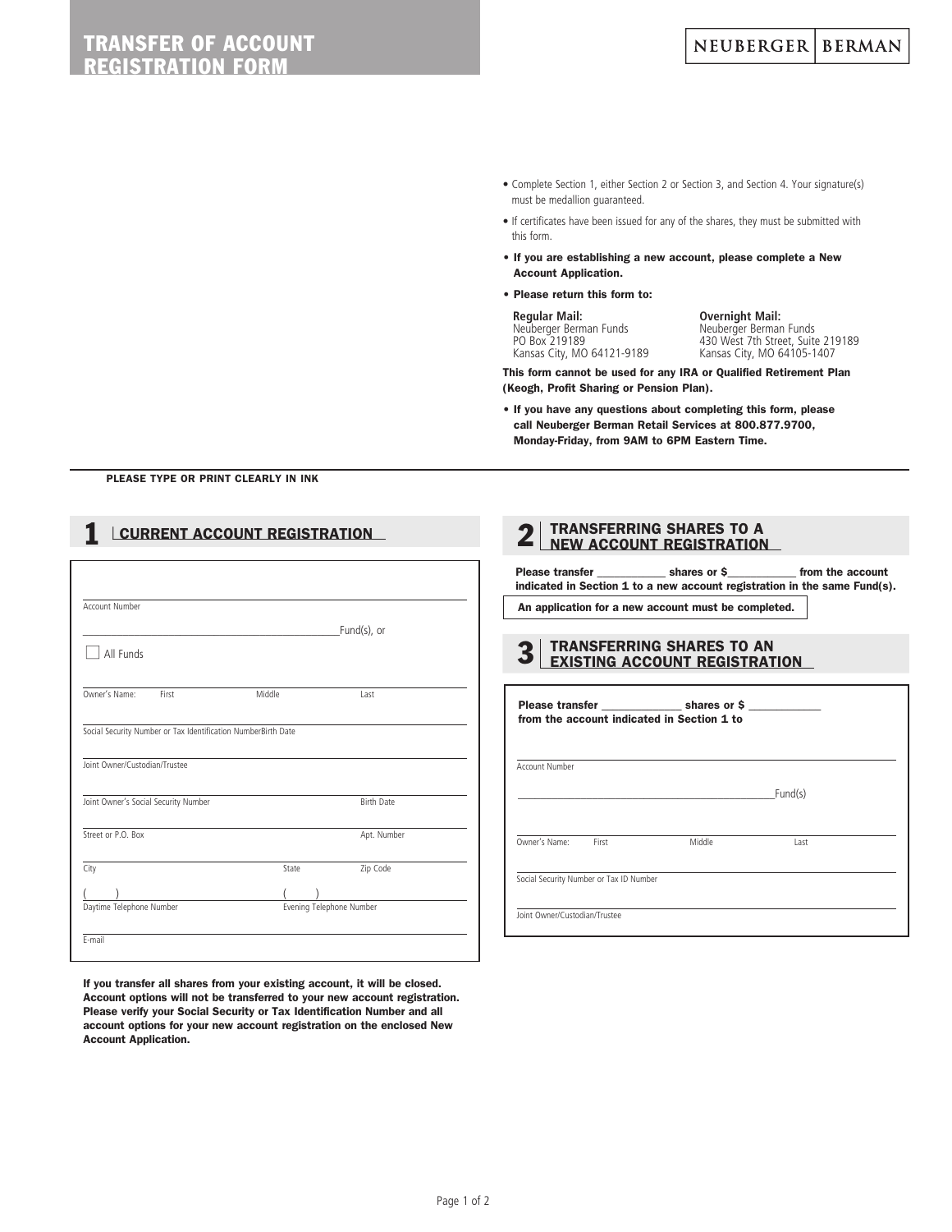# TRANSFER OF ACCOUNT REGISTRATION FORM

NEUBERGER | BERMAN

- Complete Section 1, either Section 2 or Section 3, and Section 4. Your signature(s) must be medallion guaranteed.
- If certificates have been issued for any of the shares, they must be submitted with this form.
- **If you are establishing a new account, please complete a New Account Application.**
- **Please return this form to:**

**Regular Mail:**
Neuberger Berman Funds
PO Box 219189
Kansas City, MO 64121-9189

**Overnight Mail:**
Neuberger Berman Funds
430 West 7th Street, Suite 219189
Kansas City, MO 64105-1407

**This form cannot be used for any IRA or Qualified Retirement Plan (Keogh, Profit Sharing or Pension Plan).**

- **If you have any questions about completing this form, please call Neuberger Berman Retail Services at 800.877.9700, Monday-Friday, from 9AM to 6PM Eastern Time.**

**PLEASE TYPE OR PRINT CLEARLY IN INK**

## 1 CURRENT ACCOUNT REGISTRATION

Account Number

_______________________________ Fund(s), or

☐ All Funds

Owner's Name: First Middle Last

Social Security Number or Tax Identification Number Birth Date

Joint Owner/Custodian/Trustee

Joint Owner's Social Security Number Birth Date

Street or P.O. Box Apt. Number

City State Zip Code

( ) Daytime Telephone Number ( ) Evening Telephone Number

E-mail

**If you transfer all shares from your existing account, it will be closed. Account options will not be transferred to your new account registration. Please verify your Social Security or Tax Identification Number and all account options for your new account registration on the enclosed New Account Application.**

## 2 TRANSFERRING SHARES TO A NEW ACCOUNT REGISTRATION

**Please transfer ___________ shares or $___________ from the account indicated in Section 1 to a new account registration in the same Fund(s).**

**An application for a new account must be completed.**

## 3 TRANSFERRING SHARES TO AN EXISTING ACCOUNT REGISTRATION

**Please transfer _____________ shares or $ ____________ from the account indicated in Section 1 to**

Account Number

_______________________________ Fund(s)

Owner's Name: First Middle Last

Social Security Number or Tax ID Number

Joint Owner/Custodian/Trustee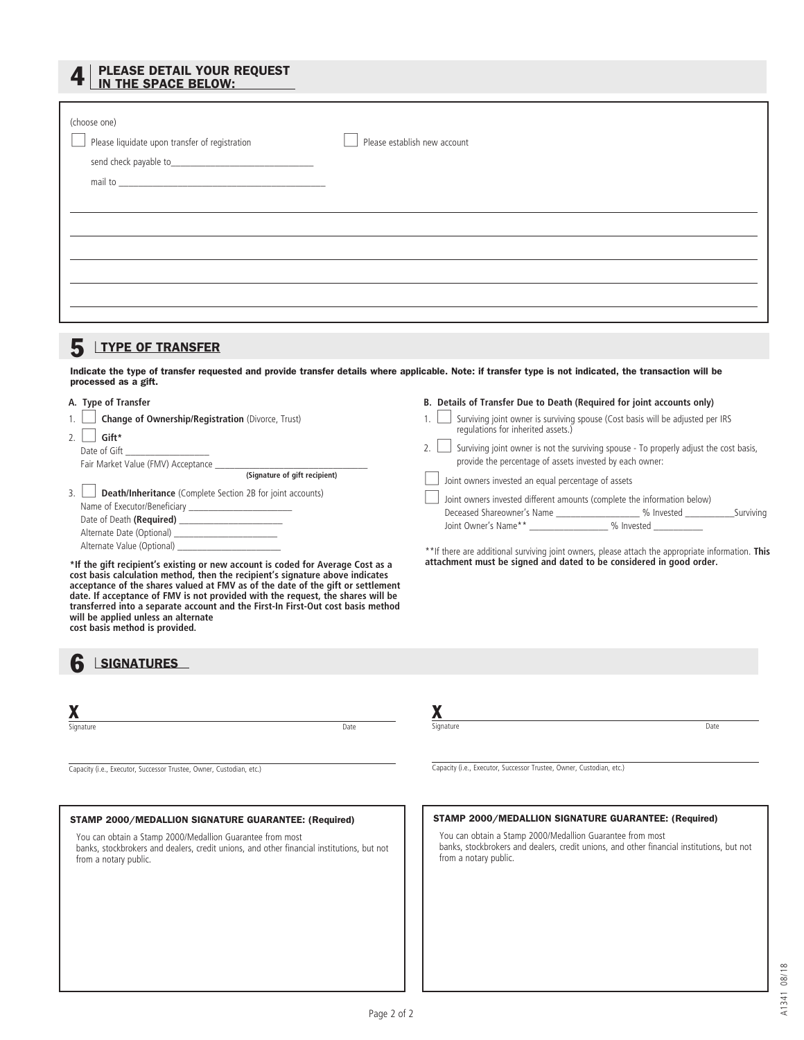## 4 PLEASE DETAIL YOUR REQUEST IN THE SPACE BELOW:

(choose one)

☐ Please liquidate upon transfer of registration

send check payable to_______________________________

mail to _____________________________________________

☐ Please establish new account

_______________________________________________________________________________

_______________________________________________________________________________

_______________________________________________________________________________

_______________________________________________________________________________

_______________________________________________________________________________

## 5 TYPE OF TRANSFER

**Indicate the type of transfer requested and provide transfer details where applicable. Note: if transfer type is not indicated, the transaction will be processed as a gift.**

**A. Type of Transfer**

1. ☐ **Change of Ownership/Registration** (Divorce, Trust)
2. ☐ **Gift***
   Date of Gift ________________
   Fair Market Value (FMV) Acceptance ______________________________
   **(Signature of gift recipient)**
3. ☐ **Death/Inheritance** (Complete Section 2B for joint accounts)
   Name of Executor/Beneficiary ______________________
   Date of Death **(Required)** ______________________
   Alternate Date (Optional) ______________________
   Alternate Value (Optional) ______________________

**\*If the gift recipient's existing or new account is coded for Average Cost as a cost basis calculation method, then the recipient's signature above indicates acceptance of the shares valued at FMV as of the date of the gift or settlement date. If acceptance of FMV is not provided with the request, the shares will be transferred into a separate account and the First-In First-Out cost basis method will be applied unless an alternate cost basis method is provided.**

**B. Details of Transfer Due to Death (Required for joint accounts only)**

1. ☐ Surviving joint owner is surviving spouse (Cost basis will be adjusted per IRS regulations for inherited assets.)
2. ☐ Surviving joint owner is not the surviving spouse - To properly adjust the cost basis, provide the percentage of assets invested by each owner:

☐ Joint owners invested an equal percentage of assets

☐ Joint owners invested different amounts (complete the information below)
Deceased Shareowner's Name ________________ % Invested __________ Surviving Joint Owner's Name** ________________ % Invested __________

**If there are additional surviving joint owners, please attach the appropriate information. **This attachment must be signed and dated to be considered in good order.**

## 6 SIGNATURES

**X** ______________________________________________
Signature Date

______________________________________________
Capacity (i.e., Executor, Successor Trustee, Owner, Custodian, etc.)

**STAMP 2000/MEDALLION SIGNATURE GUARANTEE: (Required)**

You can obtain a Stamp 2000/Medallion Guarantee from most banks, stockbrokers and dealers, credit unions, and other financial institutions, but not from a notary public.

**X** ______________________________________________
Signature Date

______________________________________________
Capacity (i.e., Executor, Successor Trustee, Owner, Custodian, etc.)

**STAMP 2000/MEDALLION SIGNATURE GUARANTEE: (Required)**

You can obtain a Stamp 2000/Medallion Guarantee from most banks, stockbrokers and dealers, credit unions, and other financial institutions, but not from a notary public.

A1341 08/18